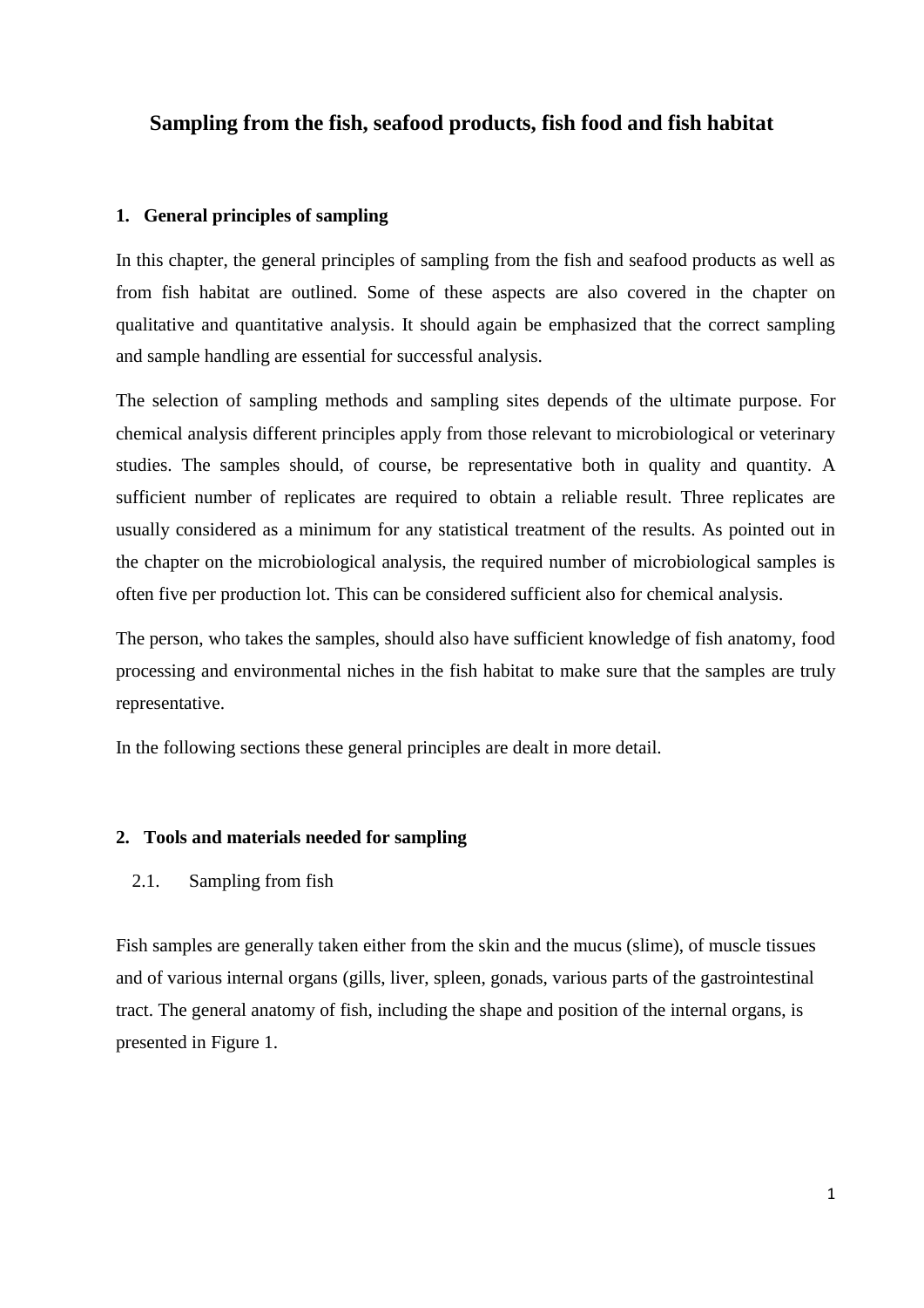# Sampling from the fish, seafood products, fish food and fish habitat

## 1. General principles of sampling

In this chapter, the general principles of sampling from the fish and seafood products as well as from fish habitat are outlined. Some of these aspects are also covered in the chapter on qualitative and quantitative analysis. It should again be emphasized that the correct sampling and sample handling are essential for successful analysis.

The selection of sampling methods and sampling sites depends of the ultimate purpose. For chemical analysis different principles apply from those relevant to microbiological or veterinary studies. The samples should, of course, be representative both in quality and quantity. A sufficient number of replicates are required to obtain a reliable result. Three replicates are usually considered as a minimum for any statistical treatment of the results. As pointed out in the chapter on the microbiological analysis, the required number of microbiological samples is often five per production lot. This can be considered sufficient also for chemical analysis.

The person, who takes the samples, should also have sufficient knowledge of fish anatomy, food processing and environmental niches in the fish habitat to make sure that the samples are truly representative.

In the following sections these general principles are dealt in more detail.

## 2. Tools and materials needed for sampling

### 2.1. Sampling from fish

Fish samples are generally taken either from the skin and the mucus (slime), of muscle tissues and of various internal organs (gills, liver, spleen, gonads, various parts of the gastrointestinal tract. The general anatomy of fish, including the shape and position of the internal organs, is presented in Figure 1.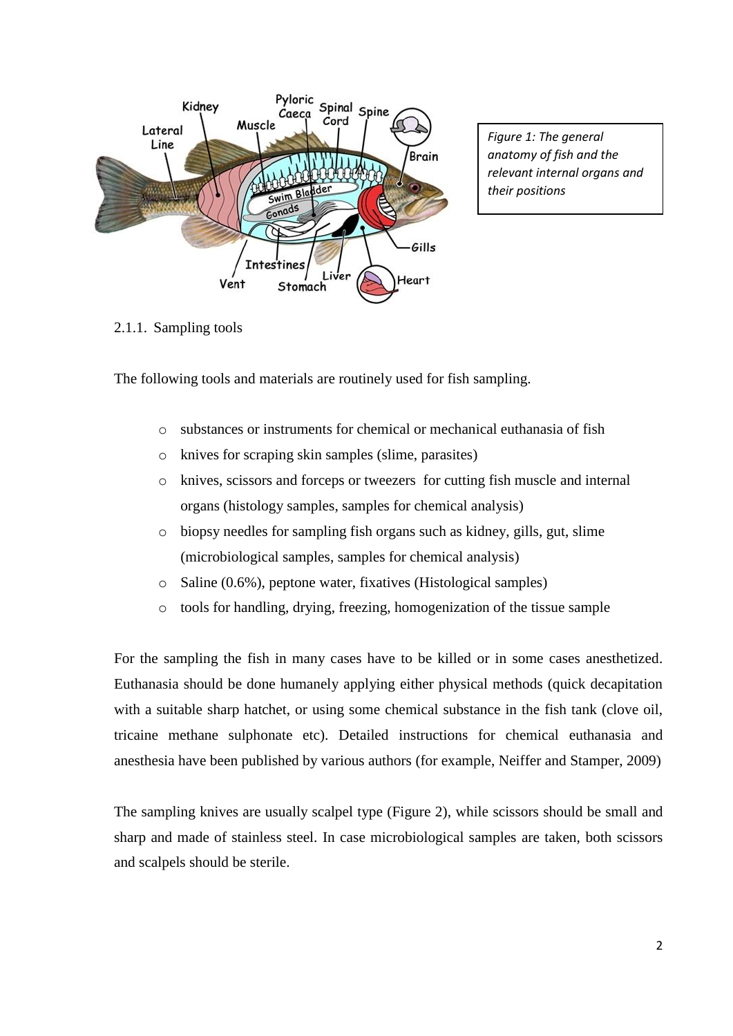*Figure 1: The general anatomy of fish and the relevant internal organs and their positions*

### 2.1.1. Sampling tools

The following tools and materials are routinely used for fish sampling.

- substances or instruments for chemical or mechanical euthanasia of fish
- knives for scraping skin samples (slime, parasites)
- knives, scissors and forceps or tweezers for cutting fish muscle and internal organs (histology samples, samples for chemical analysis)
- biopsy needles for sampling fish organs such as kidney, gills, gut, slime (microbiological samples, samples for chemical analysis)
- Saline (0.6%), peptone water, fixatives (Histological samples)
- tools for handling, drying, freezing, homogenization of the tissue sample

For the sampling the fish in many cases have to be killed or in some cases anesthetized. Euthanasia should be done humanely applying either physical methods (quick decapitation with a suitable sharp hatchet, or using some chemical substance in the fish tank (clove oil, tricaine methane sulphonate etc). Detailed instructions for chemical euthanasia and anesthesia have been published by various authors (for example, Neiffer and Stamper, 2009)

The sampling knives are usually scalpel type (Figure 2), while scissors should be small and sharp and made of stainless steel. In case microbiological samples are taken, both scissors and scalpels should be sterile.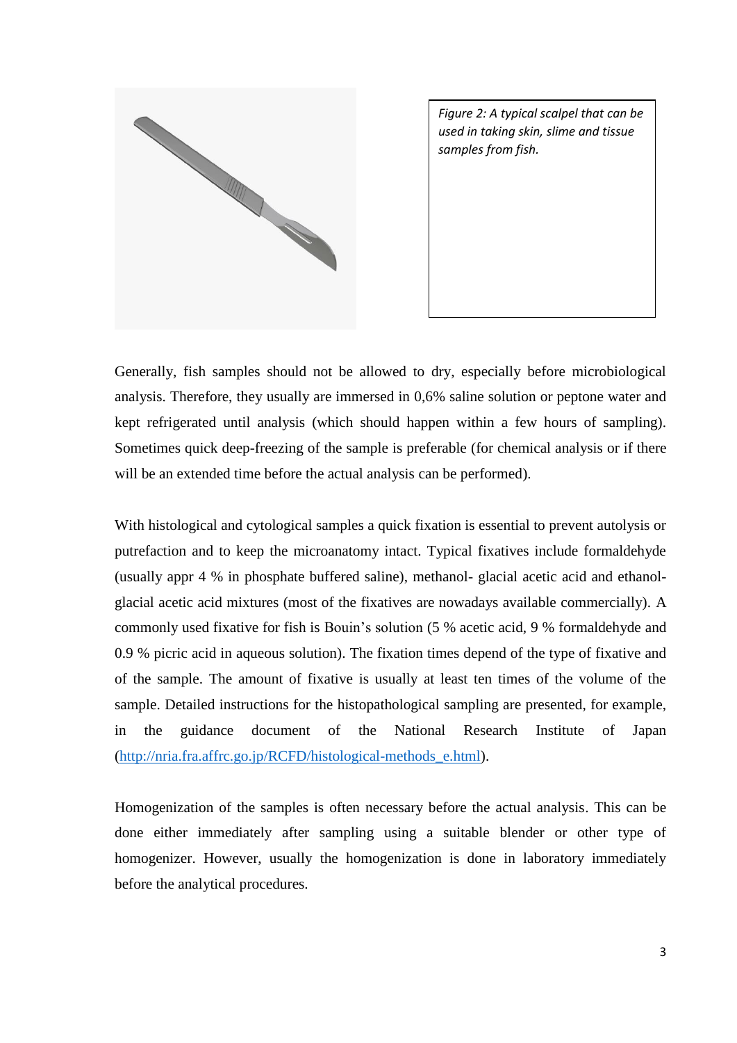*Figure 2: A typical scalpel that can be used in taking skin, slime and tissue samples from fish.*

Generally, fish samples should not be allowed to dry, especially before microbiological analysis. Therefore, they usually are immersed in 0,6% saline solution or peptone water and kept refrigerated until analysis (which should happen within a few hours of sampling). Sometimes quick deep-freezing of the sample is preferable (for chemical analysis or if there will be an extended time before the actual analysis can be performed).

With histological and cytological samples a quick fixation is essential to prevent autolysis or putrefaction and to keep the microanatomy intact. Typical fixatives include formaldehyde (usually appr 4 % in phosphate buffered saline), methanol- glacial acetic acid and ethanol-glacial acetic acid mixtures (most of the fixatives are nowadays available commercially). A commonly used fixative for fish is Bouin's solution (5 % acetic acid, 9 % formaldehyde and 0.9 % picric acid in aqueous solution). The fixation times depend of the type of fixative and of the sample. The amount of fixative is usually at least ten times of the volume of the sample. Detailed instructions for the histopathological sampling are presented, for example, in the guidance document of the National Research Institute of Japan (http://nria.fra.affrc.go.jp/RCFD/histological-methods_e.html).

Homogenization of the samples is often necessary before the actual analysis. This can be done either immediately after sampling using a suitable blender or other type of homogenizer. However, usually the homogenization is done in laboratory immediately before the analytical procedures.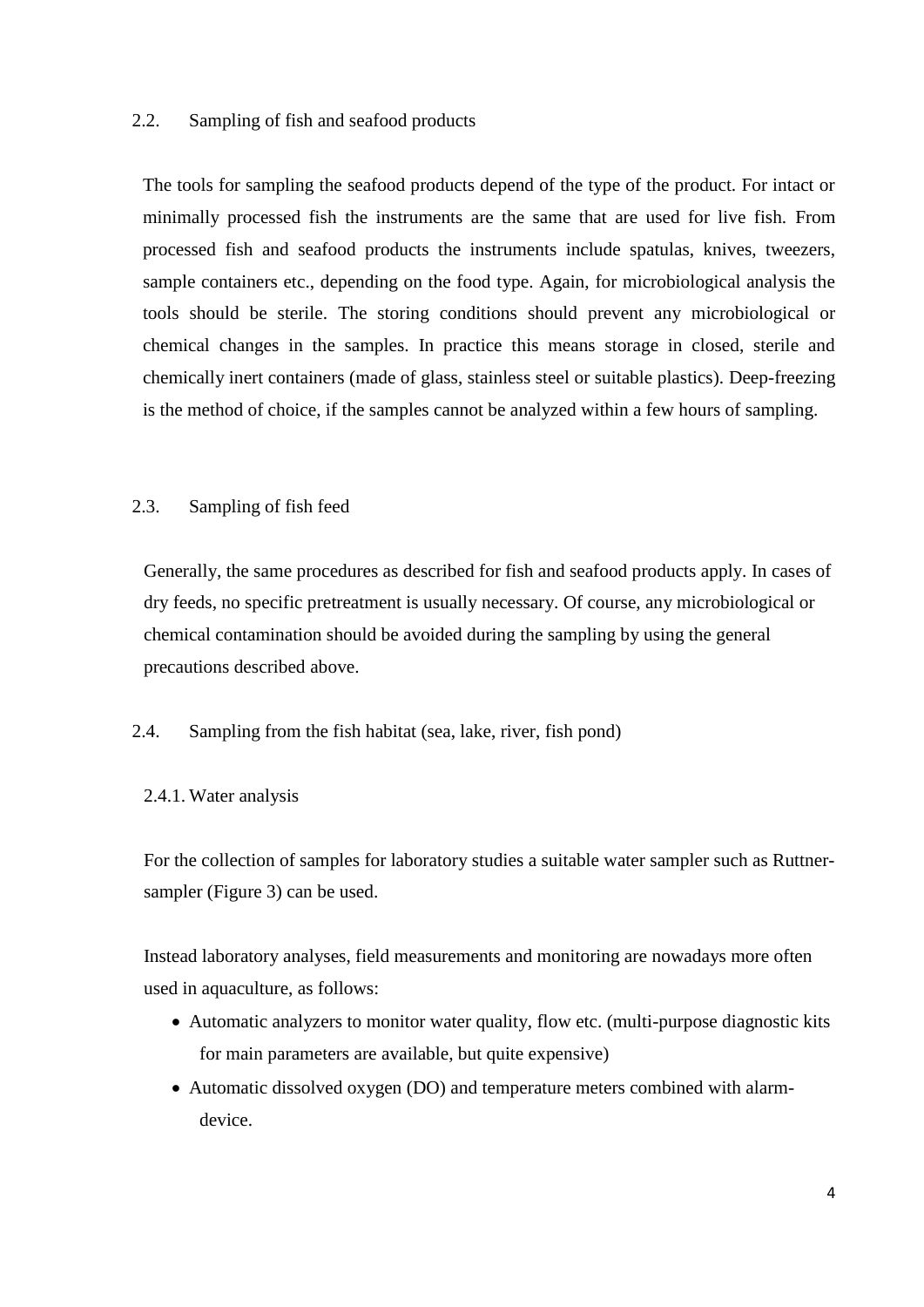## 2.2. Sampling of fish and seafood products

The tools for sampling the seafood products depend of the type of the product. For intact or minimally processed fish the instruments are the same that are used for live fish. From processed fish and seafood products the instruments include spatulas, knives, tweezers, sample containers etc., depending on the food type. Again, for microbiological analysis the tools should be sterile. The storing conditions should prevent any microbiological or chemical changes in the samples. In practice this means storage in closed, sterile and chemically inert containers (made of glass, stainless steel or suitable plastics). Deep-freezing is the method of choice, if the samples cannot be analyzed within a few hours of sampling.

## 2.3. Sampling of fish feed

Generally, the same procedures as described for fish and seafood products apply. In cases of dry feeds, no specific pretreatment is usually necessary. Of course, any microbiological or chemical contamination should be avoided during the sampling by using the general precautions described above.

## 2.4. Sampling from the fish habitat (sea, lake, river, fish pond)

### 2.4.1. Water analysis

For the collection of samples for laboratory studies a suitable water sampler such as Ruttner-sampler (Figure 3) can be used.

Instead laboratory analyses, field measurements and monitoring are nowadays more often used in aquaculture, as follows:

- Automatic analyzers to monitor water quality, flow etc. (multi-purpose diagnostic kits for main parameters are available, but quite expensive)
- Automatic dissolved oxygen (DO) and temperature meters combined with alarm-device.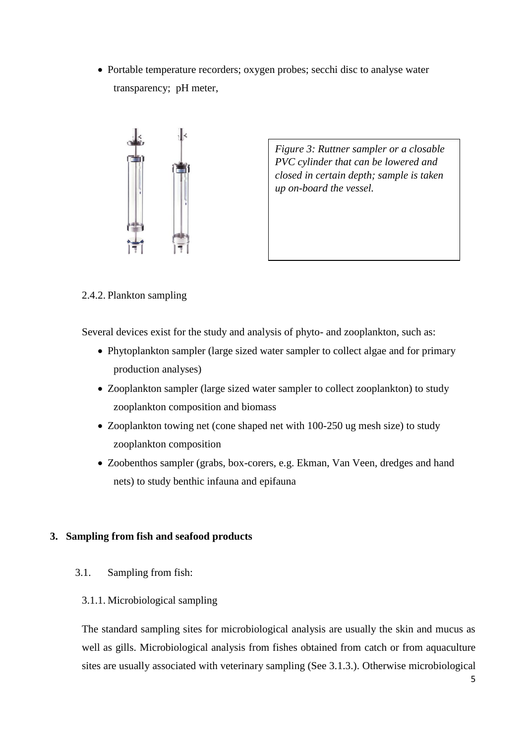- Portable temperature recorders; oxygen probes; secchi disc to analyse water transparency; pH meter,

*Figure 3: Ruttner sampler or a closable PVC cylinder that can be lowered and closed in certain depth; sample is taken up on-board the vessel.*

2.4.2. Plankton sampling

Several devices exist for the study and analysis of phyto- and zooplankton, such as:

- Phytoplankton sampler (large sized water sampler to collect algae and for primary production analyses)
- Zooplankton sampler (large sized water sampler to collect zooplankton) to study zooplankton composition and biomass
- Zooplankton towing net (cone shaped net with 100-250 ug mesh size) to study zooplankton composition
- Zoobenthos sampler (grabs, box-corers, e.g. Ekman, Van Veen, dredges and hand nets) to study benthic infauna and epifauna

## 3. Sampling from fish and seafood products

### 3.1. Sampling from fish:

#### 3.1.1. Microbiological sampling

The standard sampling sites for microbiological analysis are usually the skin and mucus as well as gills. Microbiological analysis from fishes obtained from catch or from aquaculture sites are usually associated with veterinary sampling (See 3.1.3.). Otherwise microbiological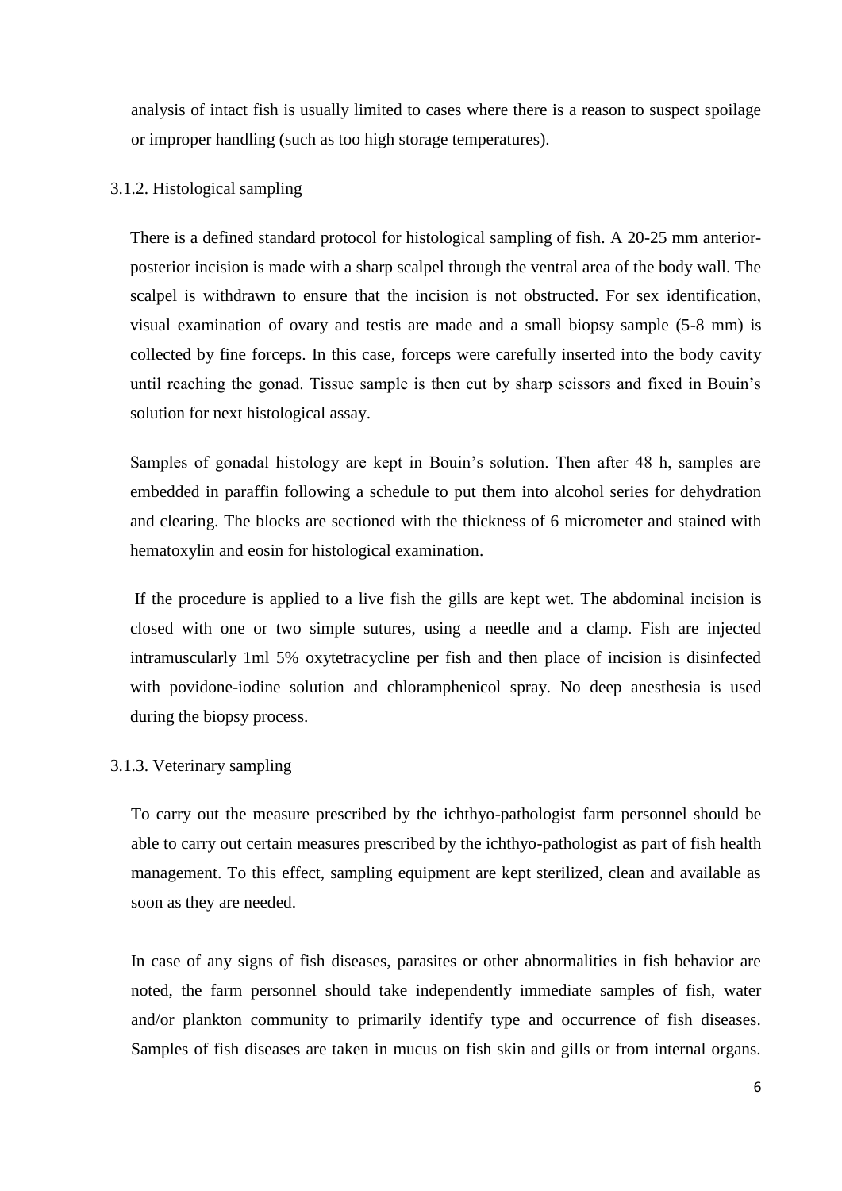analysis of intact fish is usually limited to cases where there is a reason to suspect spoilage or improper handling (such as too high storage temperatures).

### 3.1.2. Histological sampling

There is a defined standard protocol for histological sampling of fish. A 20-25 mm anterior-posterior incision is made with a sharp scalpel through the ventral area of the body wall. The scalpel is withdrawn to ensure that the incision is not obstructed. For sex identification, visual examination of ovary and testis are made and a small biopsy sample (5-8 mm) is collected by fine forceps. In this case, forceps were carefully inserted into the body cavity until reaching the gonad. Tissue sample is then cut by sharp scissors and fixed in Bouin's solution for next histological assay.

Samples of gonadal histology are kept in Bouin's solution. Then after 48 h, samples are embedded in paraffin following a schedule to put them into alcohol series for dehydration and clearing. The blocks are sectioned with the thickness of 6 micrometer and stained with hematoxylin and eosin for histological examination.

If the procedure is applied to a live fish the gills are kept wet. The abdominal incision is closed with one or two simple sutures, using a needle and a clamp. Fish are injected intramuscularly 1ml 5% oxytetracycline per fish and then place of incision is disinfected with povidone-iodine solution and chloramphenicol spray. No deep anesthesia is used during the biopsy process.

### 3.1.3. Veterinary sampling

To carry out the measure prescribed by the ichthyo-pathologist farm personnel should be able to carry out certain measures prescribed by the ichthyo-pathologist as part of fish health management. To this effect, sampling equipment are kept sterilized, clean and available as soon as they are needed.

In case of any signs of fish diseases, parasites or other abnormalities in fish behavior are noted, the farm personnel should take independently immediate samples of fish, water and/or plankton community to primarily identify type and occurrence of fish diseases. Samples of fish diseases are taken in mucus on fish skin and gills or from internal organs.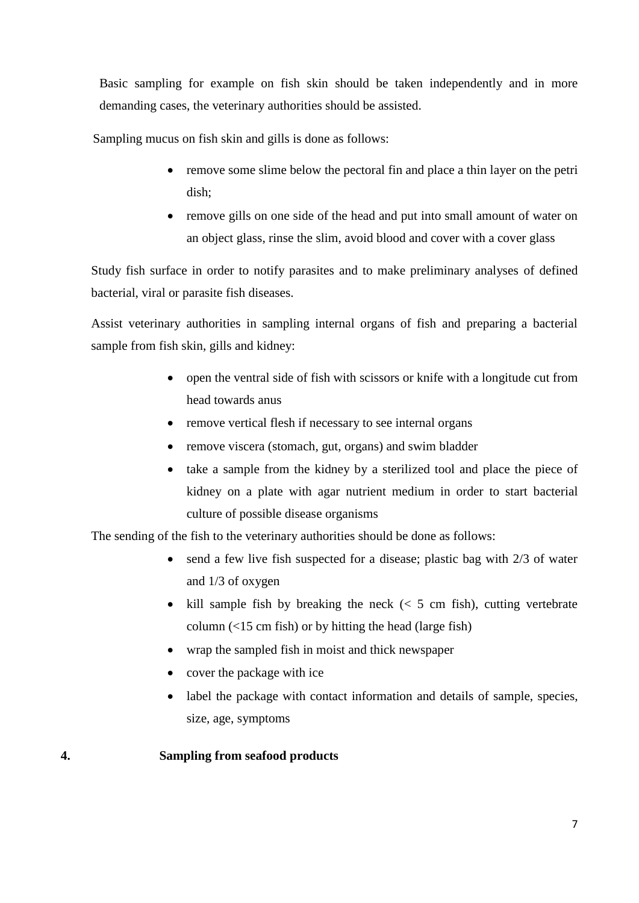Basic sampling for example on fish skin should be taken independently and in more demanding cases, the veterinary authorities should be assisted.

Sampling mucus on fish skin and gills is done as follows:

- remove some slime below the pectoral fin and place a thin layer on the petri dish;
- remove gills on one side of the head and put into small amount of water on an object glass, rinse the slim, avoid blood and cover with a cover glass

Study fish surface in order to notify parasites and to make preliminary analyses of defined bacterial, viral or parasite fish diseases.

Assist veterinary authorities in sampling internal organs of fish and preparing a bacterial sample from fish skin, gills and kidney:

- open the ventral side of fish with scissors or knife with a longitude cut from head towards anus
- remove vertical flesh if necessary to see internal organs
- remove viscera (stomach, gut, organs) and swim bladder
- take a sample from the kidney by a sterilized tool and place the piece of kidney on a plate with agar nutrient medium in order to start bacterial culture of possible disease organisms

The sending of the fish to the veterinary authorities should be done as follows:

- send a few live fish suspected for a disease; plastic bag with 2/3 of water and 1/3 of oxygen
- kill sample fish by breaking the neck (< 5 cm fish), cutting vertebrate column (<15 cm fish) or by hitting the head (large fish)
- wrap the sampled fish in moist and thick newspaper
- cover the package with ice
- label the package with contact information and details of sample, species, size, age, symptoms

## 4. Sampling from seafood products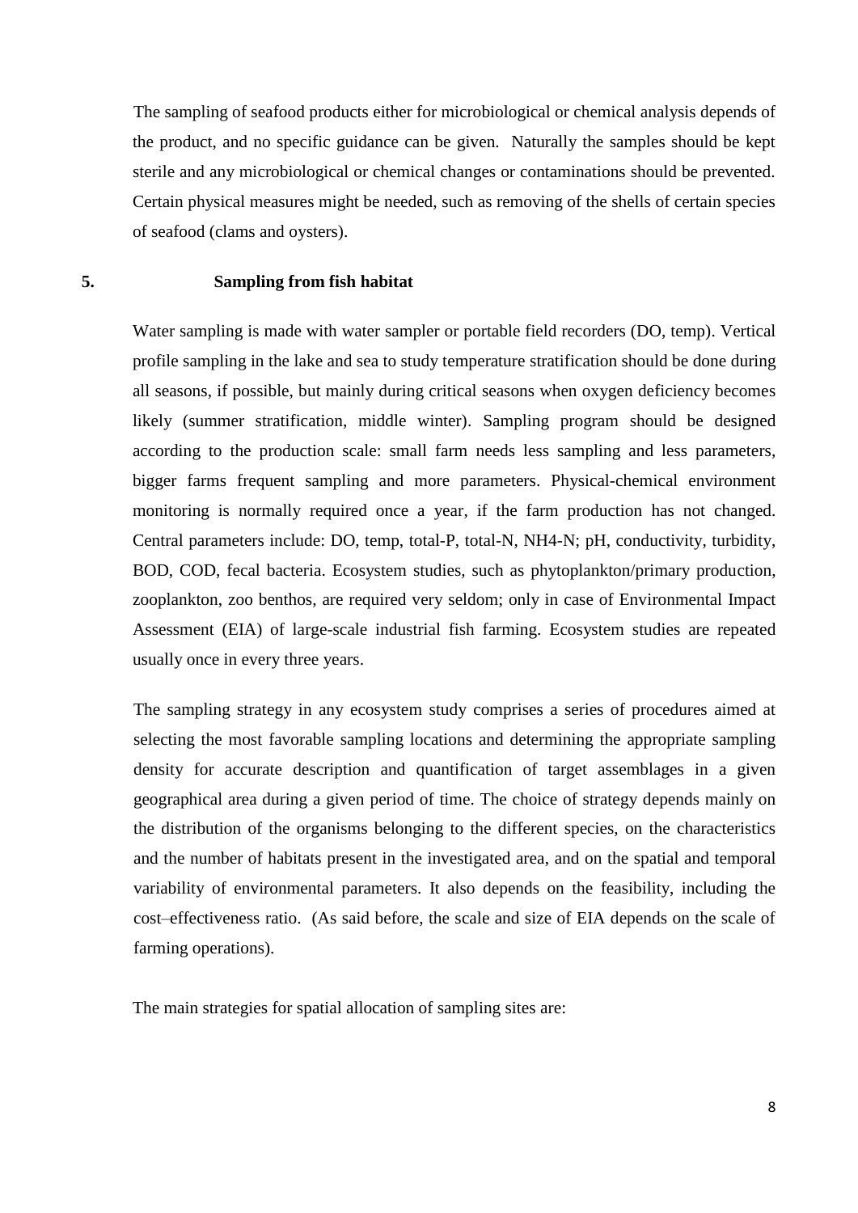The sampling of seafood products either for microbiological or chemical analysis depends of the product, and no specific guidance can be given. Naturally the samples should be kept sterile and any microbiological or chemical changes or contaminations should be prevented. Certain physical measures might be needed, such as removing of the shells of certain species of seafood (clams and oysters).

## 5. Sampling from fish habitat

Water sampling is made with water sampler or portable field recorders (DO, temp). Vertical profile sampling in the lake and sea to study temperature stratification should be done during all seasons, if possible, but mainly during critical seasons when oxygen deficiency becomes likely (summer stratification, middle winter). Sampling program should be designed according to the production scale: small farm needs less sampling and less parameters, bigger farms frequent sampling and more parameters. Physical-chemical environment monitoring is normally required once a year, if the farm production has not changed. Central parameters include: DO, temp, total-P, total-N, $NH_4$-N; pH, conductivity, turbidity, BOD, COD, fecal bacteria. Ecosystem studies, such as phytoplankton/primary production, zooplankton, zoo benthos, are required very seldom; only in case of Environmental Impact Assessment (EIA) of large-scale industrial fish farming. Ecosystem studies are repeated usually once in every three years.

The sampling strategy in any ecosystem study comprises a series of procedures aimed at selecting the most favorable sampling locations and determining the appropriate sampling density for accurate description and quantification of target assemblages in a given geographical area during a given period of time. The choice of strategy depends mainly on the distribution of the organisms belonging to the different species, on the characteristics and the number of habitats present in the investigated area, and on the spatial and temporal variability of environmental parameters. It also depends on the feasibility, including the cost–effectiveness ratio. (As said before, the scale and size of EIA depends on the scale of farming operations).

The main strategies for spatial allocation of sampling sites are: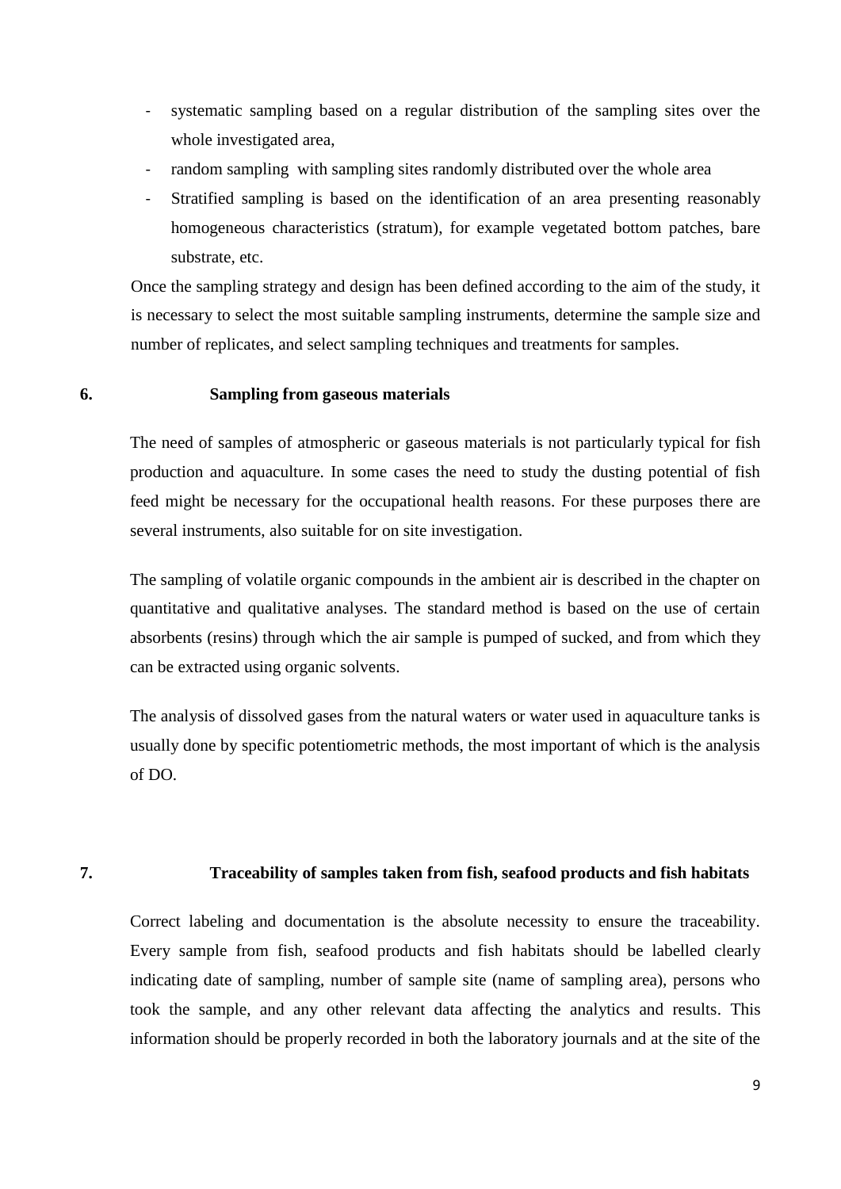- systematic sampling based on a regular distribution of the sampling sites over the whole investigated area,
- random sampling with sampling sites randomly distributed over the whole area
- Stratified sampling is based on the identification of an area presenting reasonably homogeneous characteristics (stratum), for example vegetated bottom patches, bare substrate, etc.

Once the sampling strategy and design has been defined according to the aim of the study, it is necessary to select the most suitable sampling instruments, determine the sample size and number of replicates, and select sampling techniques and treatments for samples.

## 6. Sampling from gaseous materials

The need of samples of atmospheric or gaseous materials is not particularly typical for fish production and aquaculture. In some cases the need to study the dusting potential of fish feed might be necessary for the occupational health reasons. For these purposes there are several instruments, also suitable for on site investigation.

The sampling of volatile organic compounds in the ambient air is described in the chapter on quantitative and qualitative analyses. The standard method is based on the use of certain absorbents (resins) through which the air sample is pumped of sucked, and from which they can be extracted using organic solvents.

The analysis of dissolved gases from the natural waters or water used in aquaculture tanks is usually done by specific potentiometric methods, the most important of which is the analysis of DO.

## 7. Traceability of samples taken from fish, seafood products and fish habitats

Correct labeling and documentation is the absolute necessity to ensure the traceability. Every sample from fish, seafood products and fish habitats should be labelled clearly indicating date of sampling, number of sample site (name of sampling area), persons who took the sample, and any other relevant data affecting the analytics and results. This information should be properly recorded in both the laboratory journals and at the site of the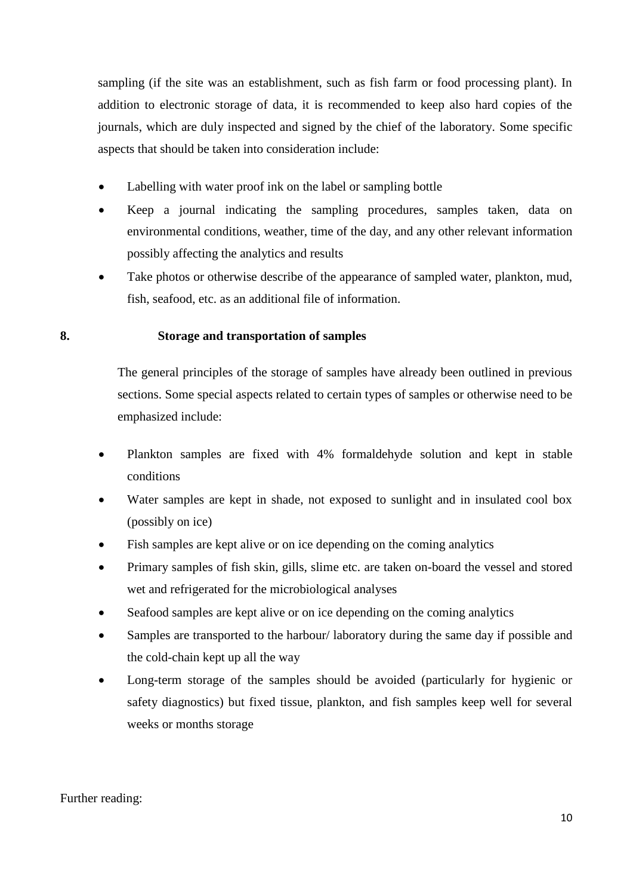sampling (if the site was an establishment, such as fish farm or food processing plant). In addition to electronic storage of data, it is recommended to keep also hard copies of the journals, which are duly inspected and signed by the chief of the laboratory. Some specific aspects that should be taken into consideration include:

- Labelling with water proof ink on the label or sampling bottle
- Keep a journal indicating the sampling procedures, samples taken, data on environmental conditions, weather, time of the day, and any other relevant information possibly affecting the analytics and results
- Take photos or otherwise describe of the appearance of sampled water, plankton, mud, fish, seafood, etc. as an additional file of information.

## 8. Storage and transportation of samples

The general principles of the storage of samples have already been outlined in previous sections. Some special aspects related to certain types of samples or otherwise need to be emphasized include:

- Plankton samples are fixed with 4% formaldehyde solution and kept in stable conditions
- Water samples are kept in shade, not exposed to sunlight and in insulated cool box (possibly on ice)
- Fish samples are kept alive or on ice depending on the coming analytics
- Primary samples of fish skin, gills, slime etc. are taken on-board the vessel and stored wet and refrigerated for the microbiological analyses
- Seafood samples are kept alive or on ice depending on the coming analytics
- Samples are transported to the harbour/ laboratory during the same day if possible and the cold-chain kept up all the way
- Long-term storage of the samples should be avoided (particularly for hygienic or safety diagnostics) but fixed tissue, plankton, and fish samples keep well for several weeks or months storage

Further reading: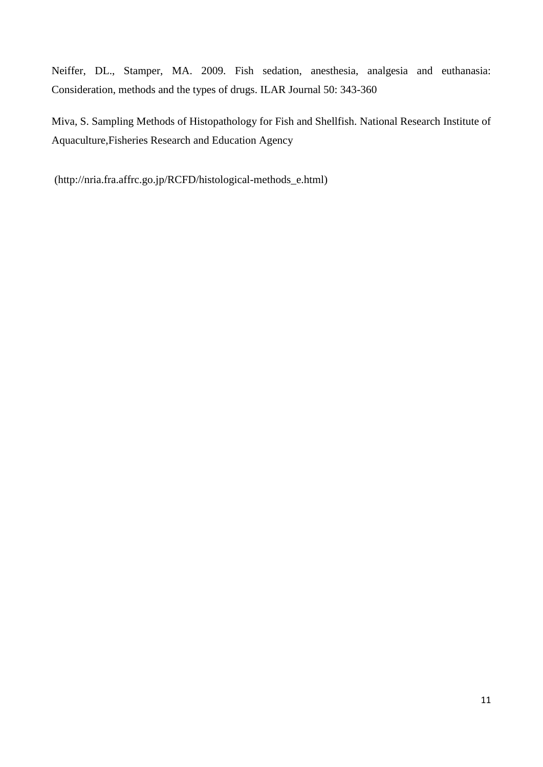Neiffer, DL., Stamper, MA. 2009. Fish sedation, anesthesia, analgesia and euthanasia: Consideration, methods and the types of drugs. ILAR Journal 50: 343-360

Miva, S. Sampling Methods of Histopathology for Fish and Shellfish. National Research Institute of Aquaculture,Fisheries Research and Education Agency

(http://nria.fra.affrc.go.jp/RCFD/histological-methods_e.html)